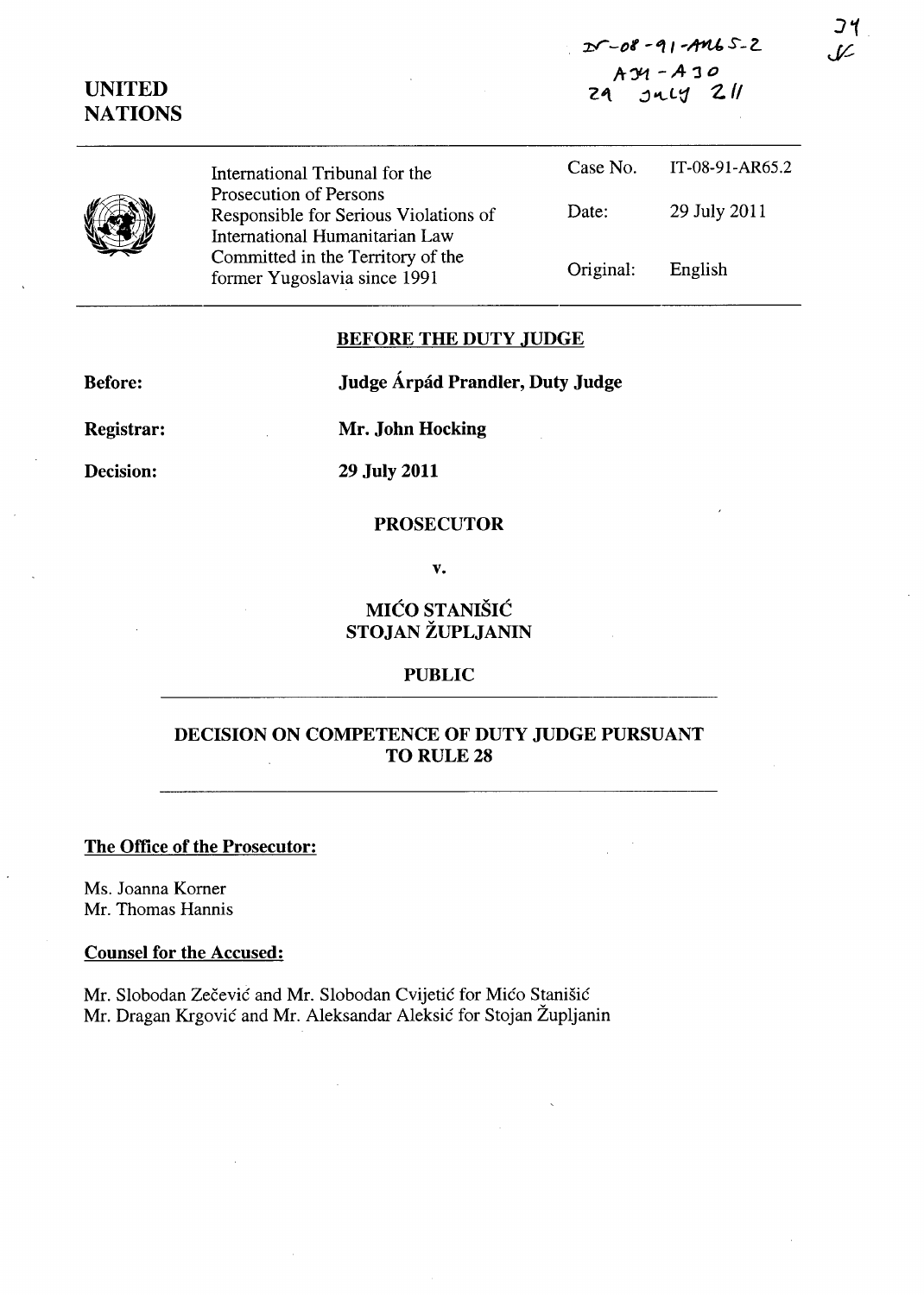IT-08-91-AR65.2
A34 - A30
29 JULY 2011

34
JL

**UNITED NATIONS**

| International Tribunal for the Prosecution of Persons Responsible for Serious Violations of International Humanitarian Law Committed in the Territory of the former Yugoslavia since 1991 | Case No. | IT-08-91-AR65.2 |
|---|---|---|
| | Date: | 29 July 2011 |
| | Original: | English |

## BEFORE THE DUTY JUDGE

**Before:** **Judge Árpád Prandler, Duty Judge**

**Registrar:** **Mr. John Hocking**

**Decision:** **29 July 2011**

**PROSECUTOR**

**v.**

**MIĆO STANIŠIĆ**
**STOJAN ŽUPLJANIN**

**PUBLIC**

## DECISION ON COMPETENCE OF DUTY JUDGE PURSUANT TO RULE 28

**The Office of the Prosecutor:**

Ms. Joanna Korner
Mr. Thomas Hannis

**Counsel for the Accused:**

Mr. Slobodan Zečević and Mr. Slobodan Cvijetić for Mićo Stanišić
Mr. Dragan Krgović and Mr. Aleksandar Aleksić for Stojan Župljanin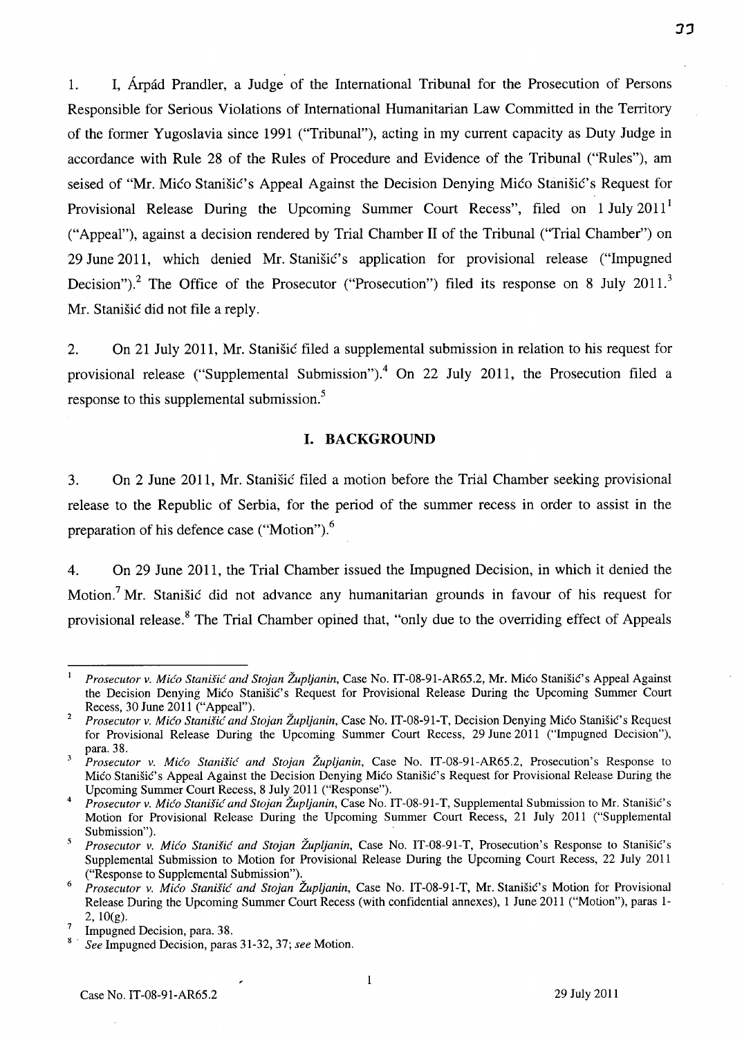1. I, Árpád Prandler, a Judge of the International Tribunal for the Prosecution of Persons Responsible for Serious Violations of International Humanitarian Law Committed in the Territory of the former Yugoslavia since 1991 ("Tribunal"), acting in my current capacity as Duty Judge in accordance with Rule 28 of the Rules of Procedure and Evidence of the Tribunal ("Rules"), am seised of "Mr. Mićo Stanišić's Appeal Against the Decision Denying Mićo Stanišić's Request for Provisional Release During the Upcoming Summer Court Recess", filed on 1 July 2011[1] ("Appeal"), against a decision rendered by Trial Chamber II of the Tribunal ("Trial Chamber") on 29 June 2011, which denied Mr. Stanišić's application for provisional release ("Impugned Decision").[2] The Office of the Prosecutor ("Prosecution") filed its response on 8 July 2011.[3] Mr. Stanišić did not file a reply.

2. On 21 July 2011, Mr. Stanišić filed a supplemental submission in relation to his request for provisional release ("Supplemental Submission").[4] On 22 July 2011, the Prosecution filed a response to this supplemental submission.[5]

## I. BACKGROUND

3. On 2 June 2011, Mr. Stanišić filed a motion before the Trial Chamber seeking provisional release to the Republic of Serbia, for the period of the summer recess in order to assist in the preparation of his defence case ("Motion").[6]

4. On 29 June 2011, the Trial Chamber issued the Impugned Decision, in which it denied the Motion.[7] Mr. Stanišić did not advance any humanitarian grounds in favour of his request for provisional release.[8] The Trial Chamber opined that, "only due to the overriding effect of Appeals

---

[1] *Prosecutor v. Mićo Stanišić and Stojan Župljanin*, Case No. IT-08-91-AR65.2, Mr. Mićo Stanišić's Appeal Against the Decision Denying Mićo Stanišić's Request for Provisional Release During the Upcoming Summer Court Recess, 30 June 2011 ("Appeal").

[2] *Prosecutor v. Mićo Stanišić and Stojan Župljanin*, Case No. IT-08-91-T, Decision Denying Mićo Stanišić's Request for Provisional Release During the Upcoming Summer Court Recess, 29 June 2011 ("Impugned Decision"), para. 38.

[3] *Prosecutor v. Mićo Stanišić and Stojan Župljanin*, Case No. IT-08-91-AR65.2, Prosecution's Response to Mićo Stanišić's Appeal Against the Decision Denying Mićo Stanišić's Request for Provisional Release During the Upcoming Summer Court Recess, 8 July 2011 ("Response").

[4] *Prosecutor v. Mićo Stanišić and Stojan Župljanin*, Case No. IT-08-91-T, Supplemental Submission to Mr. Stanišić's Motion for Provisional Release During the Upcoming Summer Court Recess, 21 July 2011 ("Supplemental Submission").

[5] *Prosecutor v. Mićo Stanišić and Stojan Župljanin*, Case No. IT-08-91-T, Prosecution's Response to Stanišić's Supplemental Submission to Motion for Provisional Release During the Upcoming Court Recess, 22 July 2011 ("Response to Supplemental Submission").

[6] *Prosecutor v. Mićo Stanišić and Stojan Župljanin*, Case No. IT-08-91-T, Mr. Stanišić's Motion for Provisional Release During the Upcoming Summer Court Recess (with confidential annexes), 1 June 2011 ("Motion"), paras 1-2, 10(g).

[7] Impugned Decision, para. 38.

[8] *See* Impugned Decision, paras 31-32, 37; *see* Motion.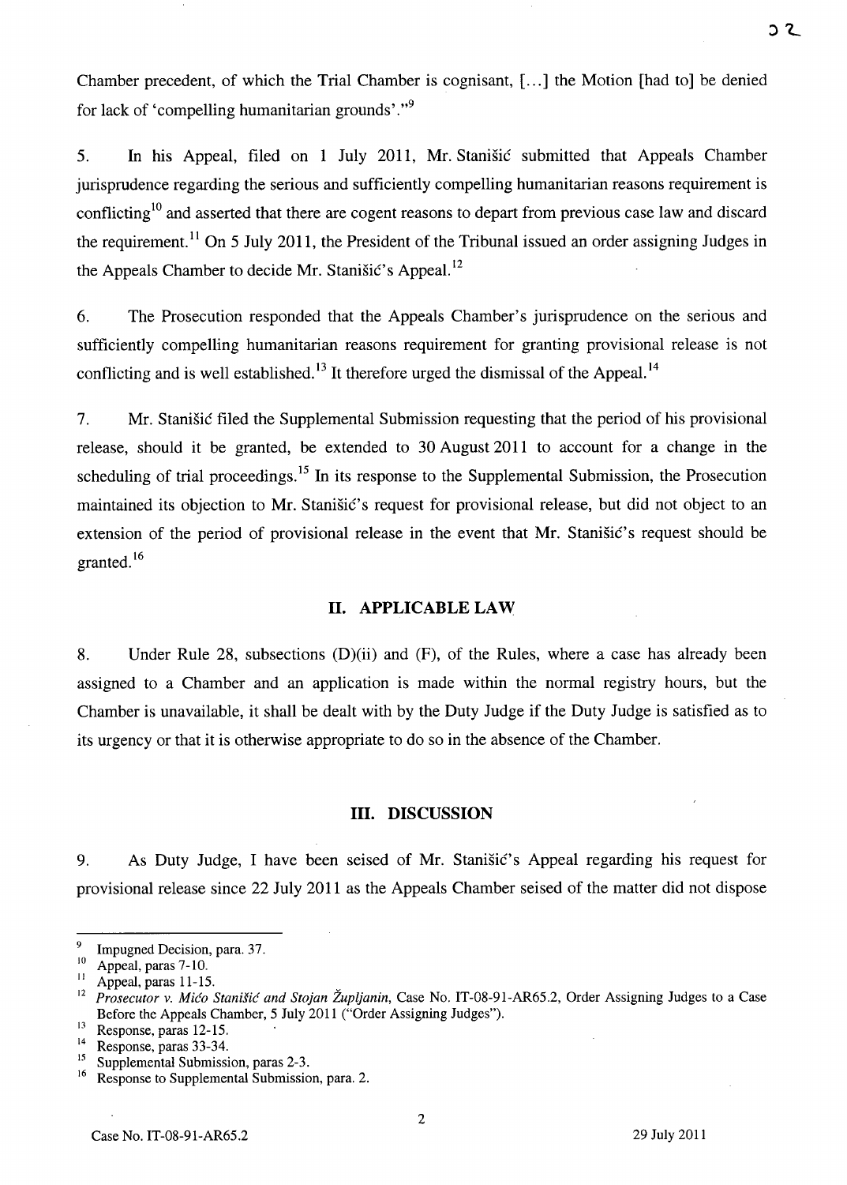Chamber precedent, of which the Trial Chamber is cognisant, [...] the Motion [had to] be denied for lack of 'compelling humanitarian grounds'."[9]

5. In his Appeal, filed on 1 July 2011, Mr. Stanišić submitted that Appeals Chamber jurisprudence regarding the serious and sufficiently compelling humanitarian reasons requirement is conflicting[10] and asserted that there are cogent reasons to depart from previous case law and discard the requirement.[11] On 5 July 2011, the President of the Tribunal issued an order assigning Judges in the Appeals Chamber to decide Mr. Stanišić's Appeal.[12]

6. The Prosecution responded that the Appeals Chamber's jurisprudence on the serious and sufficiently compelling humanitarian reasons requirement for granting provisional release is not conflicting and is well established.[13] It therefore urged the dismissal of the Appeal.[14]

7. Mr. Stanišić filed the Supplemental Submission requesting that the period of his provisional release, should it be granted, be extended to 30 August 2011 to account for a change in the scheduling of trial proceedings.[15] In its response to the Supplemental Submission, the Prosecution maintained its objection to Mr. Stanišić's request for provisional release, but did not object to an extension of the period of provisional release in the event that Mr. Stanišić's request should be granted.[16]

## II. APPLICABLE LAW

8. Under Rule 28, subsections (D)(ii) and (F), of the Rules, where a case has already been assigned to a Chamber and an application is made within the normal registry hours, but the Chamber is unavailable, it shall be dealt with by the Duty Judge if the Duty Judge is satisfied as to its urgency or that it is otherwise appropriate to do so in the absence of the Chamber.

## III. DISCUSSION

9. As Duty Judge, I have been seised of Mr. Stanišić's Appeal regarding his request for provisional release since 22 July 2011 as the Appeals Chamber seised of the matter did not dispose

---

[9] Impugned Decision, para. 37.

[10] Appeal, paras 7-10.

[11] Appeal, paras 11-15.

[12] *Prosecutor v. Mićo Stanišić and Stojan Župljanin*, Case No. IT-08-91-AR65.2, Order Assigning Judges to a Case Before the Appeals Chamber, 5 July 2011 ("Order Assigning Judges").

[13] Response, paras 12-15.

[14] Response, paras 33-34.

[15] Supplemental Submission, paras 2-3.

[16] Response to Supplemental Submission, para. 2.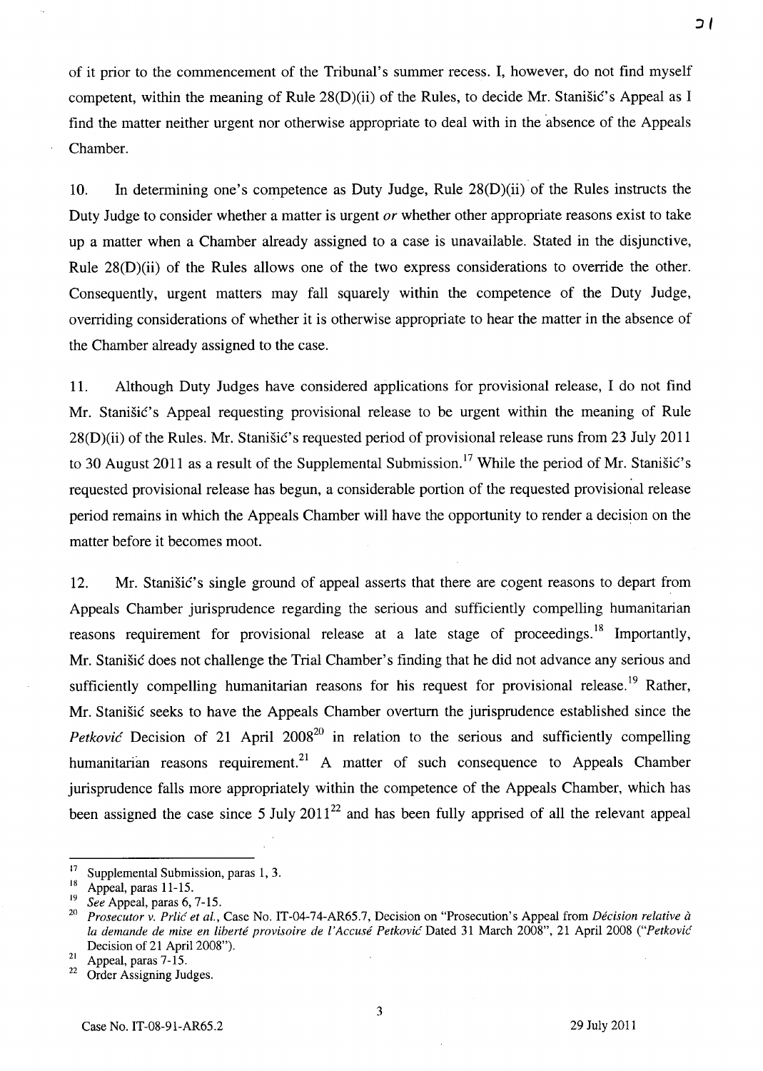of it prior to the commencement of the Tribunal's summer recess. I, however, do not find myself competent, within the meaning of Rule 28(D)(ii) of the Rules, to decide Mr. Stanišić's Appeal as I find the matter neither urgent nor otherwise appropriate to deal with in the absence of the Appeals Chamber.

10. In determining one's competence as Duty Judge, Rule 28(D)(ii) of the Rules instructs the Duty Judge to consider whether a matter is urgent *or* whether other appropriate reasons exist to take up a matter when a Chamber already assigned to a case is unavailable. Stated in the disjunctive, Rule 28(D)(ii) of the Rules allows one of the two express considerations to override the other. Consequently, urgent matters may fall squarely within the competence of the Duty Judge, overriding considerations of whether it is otherwise appropriate to hear the matter in the absence of the Chamber already assigned to the case.

11. Although Duty Judges have considered applications for provisional release, I do not find Mr. Stanišić's Appeal requesting provisional release to be urgent within the meaning of Rule 28(D)(ii) of the Rules. Mr. Stanišić's requested period of provisional release runs from 23 July 2011 to 30 August 2011 as a result of the Supplemental Submission.[17] While the period of Mr. Stanišić's requested provisional release has begun, a considerable portion of the requested provisional release period remains in which the Appeals Chamber will have the opportunity to render a decision on the matter before it becomes moot.

12. Mr. Stanišić's single ground of appeal asserts that there are cogent reasons to depart from Appeals Chamber jurisprudence regarding the serious and sufficiently compelling humanitarian reasons requirement for provisional release at a late stage of proceedings.[18] Importantly, Mr. Stanišić does not challenge the Trial Chamber's finding that he did not advance any serious and sufficiently compelling humanitarian reasons for his request for provisional release.[19] Rather, Mr. Stanišić seeks to have the Appeals Chamber overturn the jurisprudence established since the *Petković* Decision of 21 April 2008[20] in relation to the serious and sufficiently compelling humanitarian reasons requirement.[21] A matter of such consequence to Appeals Chamber jurisprudence falls more appropriately within the competence of the Appeals Chamber, which has been assigned the case since 5 July 2011[22] and has been fully apprised of all the relevant appeal

---

[17] Supplemental Submission, paras 1, 3.

[18] Appeal, paras 11-15.

[19] *See* Appeal, paras 6, 7-15.

[20] *Prosecutor v. Prlić et al.*, Case No. IT-04-74-AR65.7, Decision on "Prosecution's Appeal from *Décision relative à la demande de mise en liberté provisoire de l'Accusé Petković* Dated 31 March 2008", 21 April 2008 ("*Petković* Decision of 21 April 2008").

[21] Appeal, paras 7-15.

[22] Order Assigning Judges.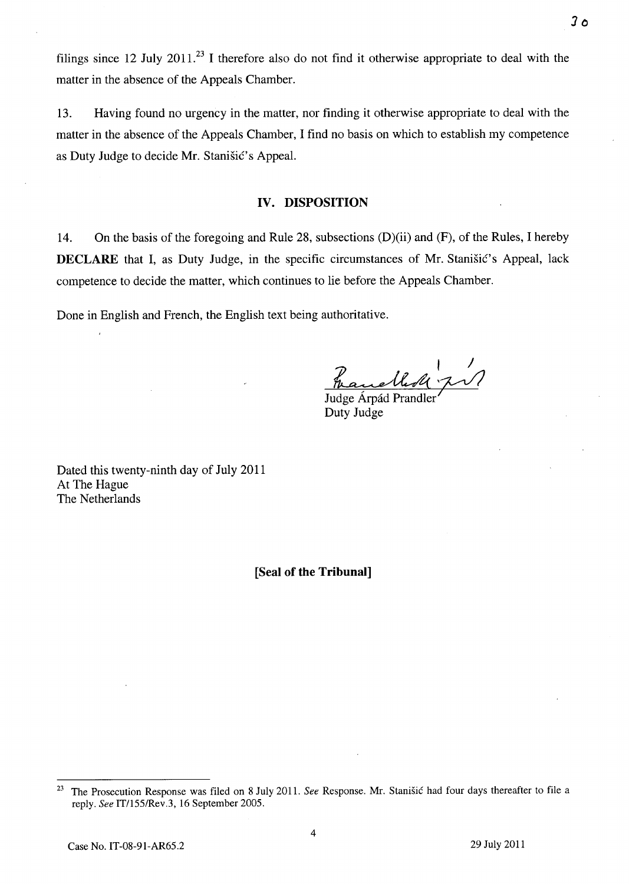filings since 12 July 2011.[23] I therefore also do not find it otherwise appropriate to deal with the matter in the absence of the Appeals Chamber.

13. Having found no urgency in the matter, nor finding it otherwise appropriate to deal with the matter in the absence of the Appeals Chamber, I find no basis on which to establish my competence as Duty Judge to decide Mr. Stanišić's Appeal.

## IV. DISPOSITION

14. On the basis of the foregoing and Rule 28, subsections (D)(ii) and (F), of the Rules, I hereby **DECLARE** that I, as Duty Judge, in the specific circumstances of Mr. Stanišić's Appeal, lack competence to decide the matter, which continues to lie before the Appeals Chamber.

Done in English and French, the English text being authoritative.

Judge Árpád Prandler
Duty Judge

Dated this twenty-ninth day of July 2011
At The Hague
The Netherlands

**[Seal of the Tribunal]**

---

[23] The Prosecution Response was filed on 8 July 2011. *See* Response. Mr. Stanišić had four days thereafter to file a reply. *See* IT/155/Rev.3, 16 September 2005.